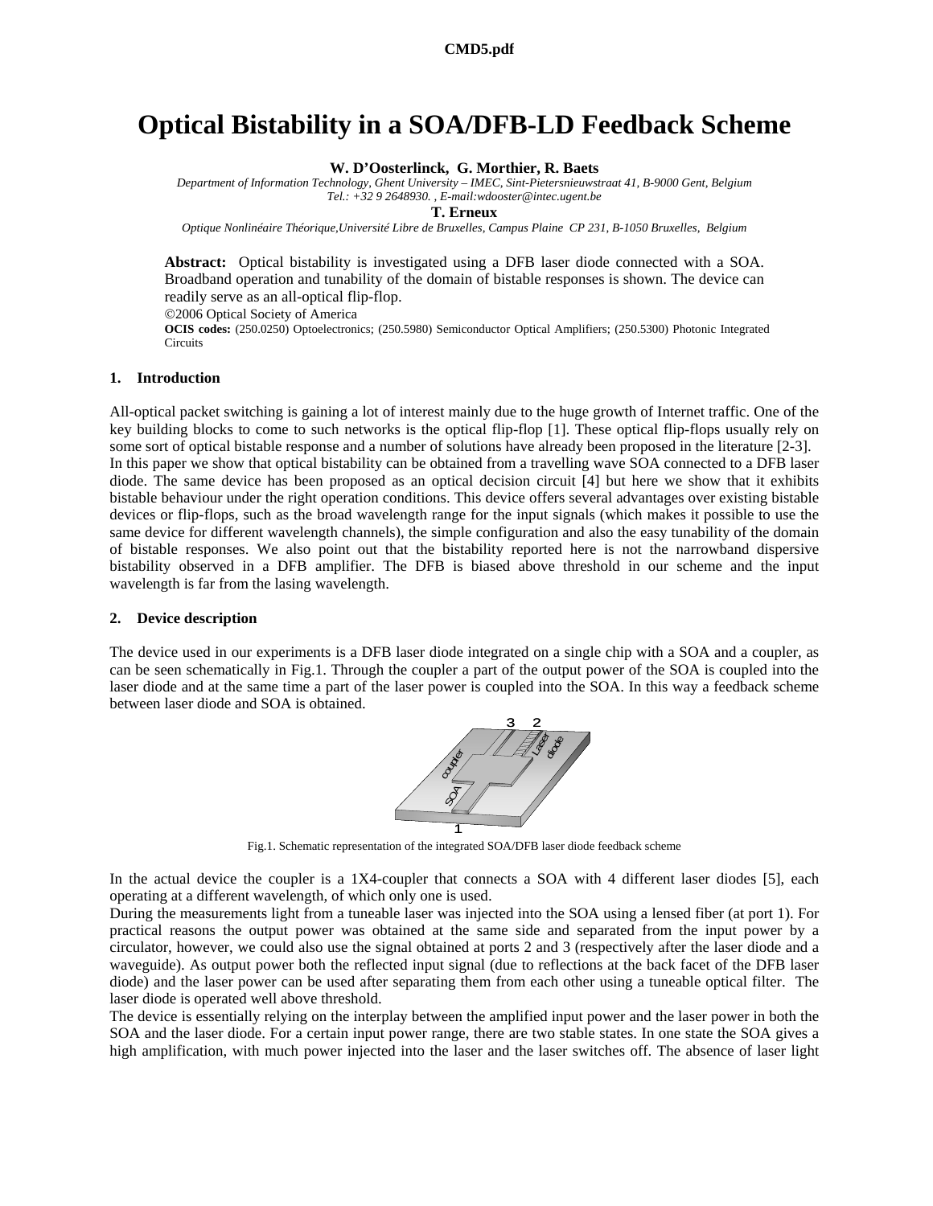# Optical Bistability in a SOA/DFB-LD Feedback Scheme

**W. D'Oosterlinck, G. Morthier, R. Baets**

*Department of Information Technology, Ghent University – IMEC, Sint-Pietersnieuwstraat 41, B-9000 Gent, Belgium*
*Tel.: +32 9 2648930. , E-mail:wdooster@intec.ugent.be*

**T. Erneux**

*Optique Nonlinéaire Théorique,Université Libre de Bruxelles, Campus Plaine CP 231, B-1050 Bruxelles, Belgium*

**Abstract:** Optical bistability is investigated using a DFB laser diode connected with a SOA. Broadband operation and tunability of the domain of bistable responses is shown. The device can readily serve as an all-optical flip-flop.

©2006 Optical Society of America

**OCIS codes:** (250.0250) Optoelectronics; (250.5980) Semiconductor Optical Amplifiers; (250.5300) Photonic Integrated Circuits

## 1. Introduction

All-optical packet switching is gaining a lot of interest mainly due to the huge growth of Internet traffic. One of the key building blocks to come to such networks is the optical flip-flop [1]. These optical flip-flops usually rely on some sort of optical bistable response and a number of solutions have already been proposed in the literature [2-3].
In this paper we show that optical bistability can be obtained from a travelling wave SOA connected to a DFB laser diode. The same device has been proposed as an optical decision circuit [4] but here we show that it exhibits bistable behaviour under the right operation conditions. This device offers several advantages over existing bistable devices or flip-flops, such as the broad wavelength range for the input signals (which makes it possible to use the same device for different wavelength channels), the simple configuration and also the easy tunability of the domain of bistable responses. We also point out that the bistability reported here is not the narrowband dispersive bistability observed in a DFB amplifier. The DFB is biased above threshold in our scheme and the input wavelength is far from the lasing wavelength.

## 2. Device description

The device used in our experiments is a DFB laser diode integrated on a single chip with a SOA and a coupler, as can be seen schematically in Fig.1. Through the coupler a part of the output power of the SOA is coupled into the laser diode and at the same time a part of the laser power is coupled into the SOA. In this way a feedback scheme between laser diode and SOA is obtained.

Fig.1. Schematic representation of the integrated SOA/DFB laser diode feedback scheme

In the actual device the coupler is a 1X4-coupler that connects a SOA with 4 different laser diodes [5], each operating at a different wavelength, of which only one is used.
During the measurements light from a tuneable laser was injected into the SOA using a lensed fiber (at port 1). For practical reasons the output power was obtained at the same side and separated from the input power by a circulator, however, we could also use the signal obtained at ports 2 and 3 (respectively after the laser diode and a waveguide). As output power both the reflected input signal (due to reflections at the back facet of the DFB laser diode) and the laser power can be used after separating them from each other using a tuneable optical filter. The laser diode is operated well above threshold.
The device is essentially relying on the interplay between the amplified input power and the laser power in both the SOA and the laser diode. For a certain input power range, there are two stable states. In one state the SOA gives a high amplification, with much power injected into the laser and the laser switches off. The absence of laser light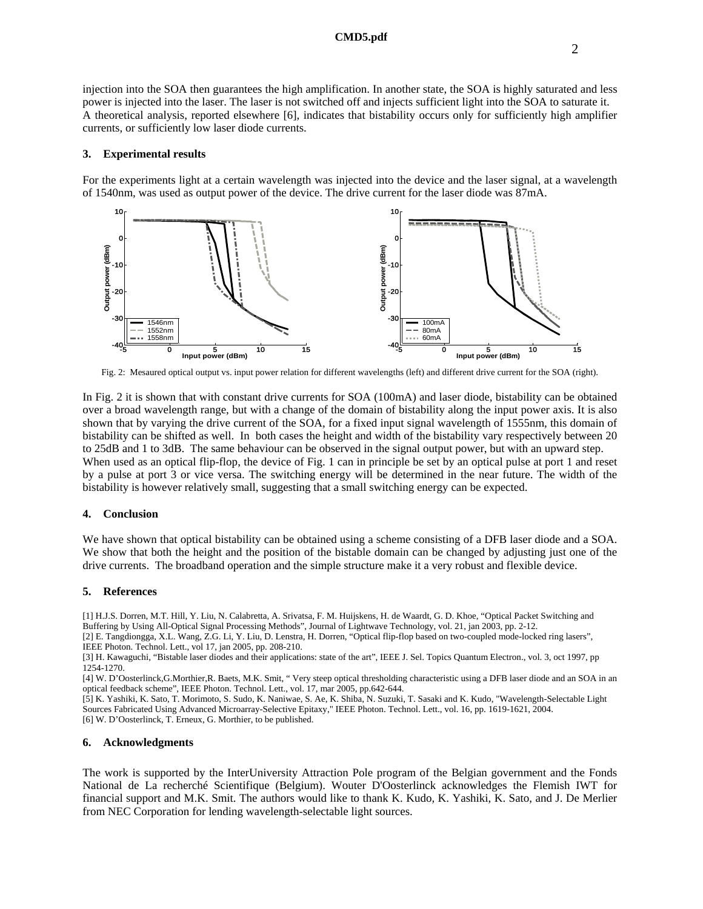injection into the SOA then guarantees the high amplification. In another state, the SOA is highly saturated and less power is injected into the laser. The laser is not switched off and injects sufficient light into the SOA to saturate it. A theoretical analysis, reported elsewhere [6], indicates that bistability occurs only for sufficiently high amplifier currents, or sufficiently low laser diode currents.

## 3. Experimental results

For the experiments light at a certain wavelength was injected into the device and the laser signal, at a wavelength of 1540nm, was used as output power of the device. The drive current for the laser diode was 87mA.

Output power (dBm)
Input power (dBm)
10
0
-10
-20
-30
-40
-5
0
5
10
15
1546nm
1552nm
1558nm

Output power (dBm)
Input power (dBm)
10
0
-10
-20
-30
-40
-5
0
5
10
15
100mA
80mA
60mA

Fig. 2: Mesaured optical output vs. input power relation for different wavelengths (left) and different drive current for the SOA (right).

In Fig. 2 it is shown that with constant drive currents for SOA (100mA) and laser diode, bistability can be obtained over a broad wavelength range, but with a change of the domain of bistability along the input power axis. It is also shown that by varying the drive current of the SOA, for a fixed input signal wavelength of 1555nm, this domain of bistability can be shifted as well. In both cases the height and width of the bistability vary respectively between 20 to 25dB and 1 to 3dB. The same behaviour can be observed in the signal output power, but with an upward step. When used as an optical flip-flop, the device of Fig. 1 can in principle be set by an optical pulse at port 1 and reset by a pulse at port 3 or vice versa. The switching energy will be determined in the near future. The width of the bistability is however relatively small, suggesting that a small switching energy can be expected.

## 4. Conclusion

We have shown that optical bistability can be obtained using a scheme consisting of a DFB laser diode and a SOA. We show that both the height and the position of the bistable domain can be changed by adjusting just one of the drive currents. The broadband operation and the simple structure make it a very robust and flexible device.

## 5. References

[1] H.J.S. Dorren, M.T. Hill, Y. Liu, N. Calabretta, A. Srivatsa, F. M. Huijskens, H. de Waardt, G. D. Khoe, "Optical Packet Switching and Buffering by Using All-Optical Signal Processing Methods", Journal of Lightwave Technology, vol. 21, jan 2003, pp. 2-12.
[2] E. Tangdiongga, X.L. Wang, Z.G. Li, Y. Liu, D. Lenstra, H. Dorren, "Optical flip-flop based on two-coupled mode-locked ring lasers", IEEE Photon. Technol. Lett., vol 17, jan 2005, pp. 208-210.
[3] H. Kawaguchi, "Bistable laser diodes and their applications: state of the art", IEEE J. Sel. Topics Quantum Electron., vol. 3, oct 1997, pp 1254-1270.
[4] W. D'Oosterlinck,G.Morthier,R. Baets, M.K. Smit, " Very steep optical thresholding characteristic using a DFB laser diode and an SOA in an optical feedback scheme", IEEE Photon. Technol. Lett., vol. 17, mar 2005, pp.642-644.
[5] K. Yashiki, K. Sato, T. Morimoto, S. Sudo, K. Naniwae, S. Ae, K. Shiba, N. Suzuki, T. Sasaki and K. Kudo, "Wavelength-Selectable Light Sources Fabricated Using Advanced Microarray-Selective Epitaxy," IEEE Photon. Technol. Lett., vol. 16, pp. 1619-1621, 2004.
[6] W. D'Oosterlinck, T. Erneux, G. Morthier, to be published.

## 6. Acknowledgments

The work is supported by the InterUniversity Attraction Pole program of the Belgian government and the Fonds National de La recherché Scientifique (Belgium). Wouter D'Oosterlinck acknowledges the Flemish IWT for financial support and M.K. Smit. The authors would like to thank K. Kudo, K. Yashiki, K. Sato, and J. De Merlier from NEC Corporation for lending wavelength-selectable light sources.